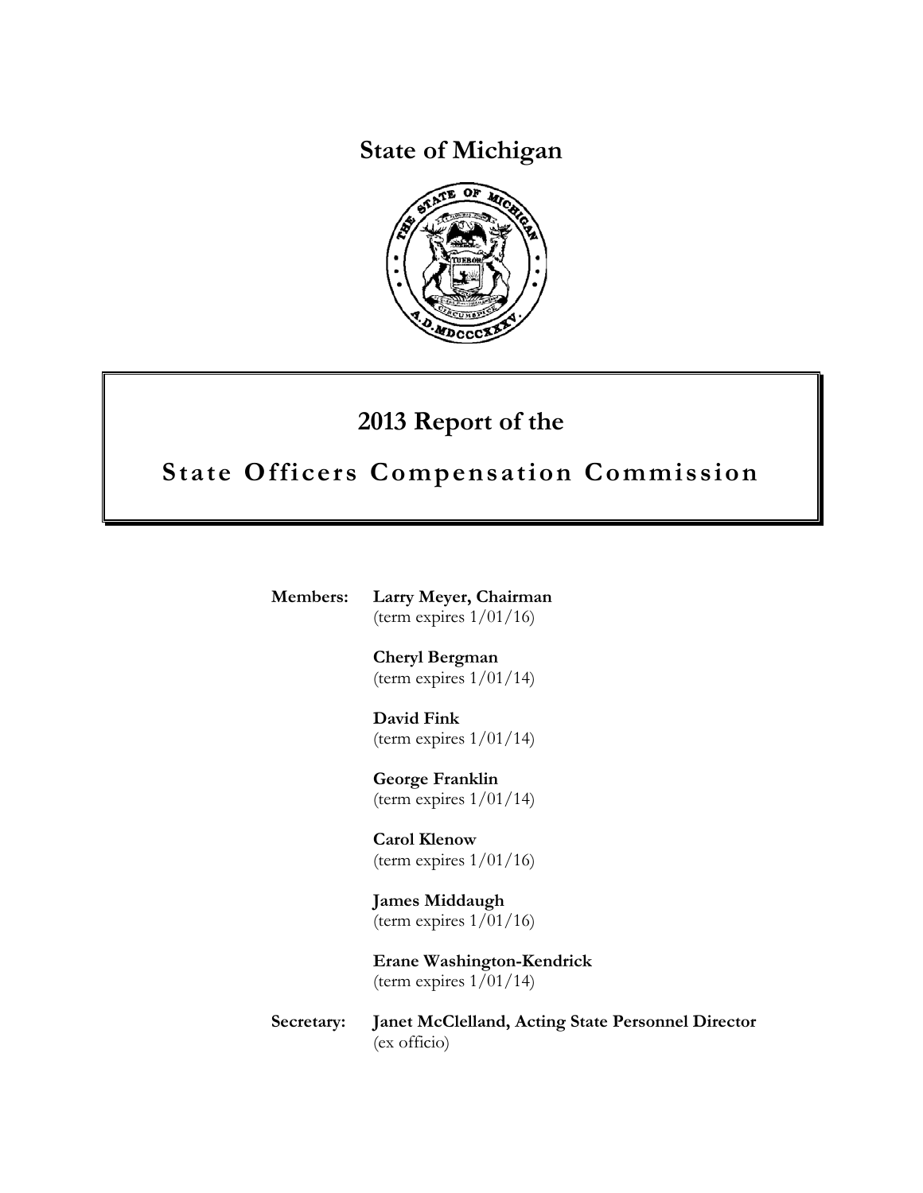# State of Michigan

## 2013 Report of the

## State Officers Compensation Commission

**Members:** **Larry Meyer, Chairman**
(term expires 1/01/16)

**Cheryl Bergman**
(term expires 1/01/14)

**David Fink**
(term expires 1/01/14)

**George Franklin**
(term expires 1/01/14)

**Carol Klenow**
(term expires 1/01/16)

**James Middaugh**
(term expires 1/01/16)

**Erane Washington-Kendrick**
(term expires 1/01/14)

**Secretary:** **Janet McClelland, Acting State Personnel Director**
(ex officio)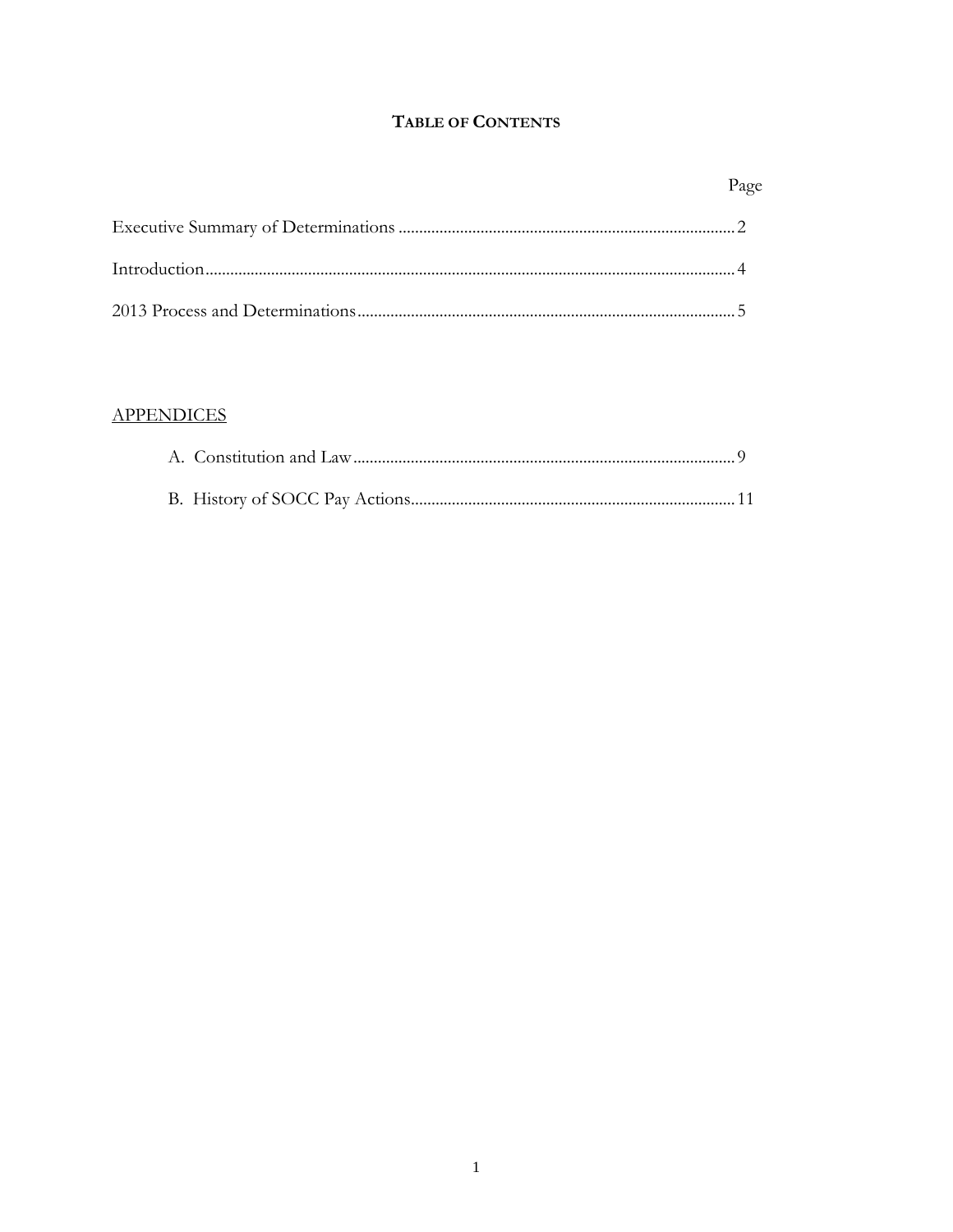# TABLE OF CONTENTS

| | Page |
|---|---|
| Executive Summary of Determinations | 2 |
| Introduction | 4 |
| 2013 Process and Determinations | 5 |

APPENDICES

| | |
|---|---|
| A. Constitution and Law | 9 |
| B. History of SOCC Pay Actions | 11 |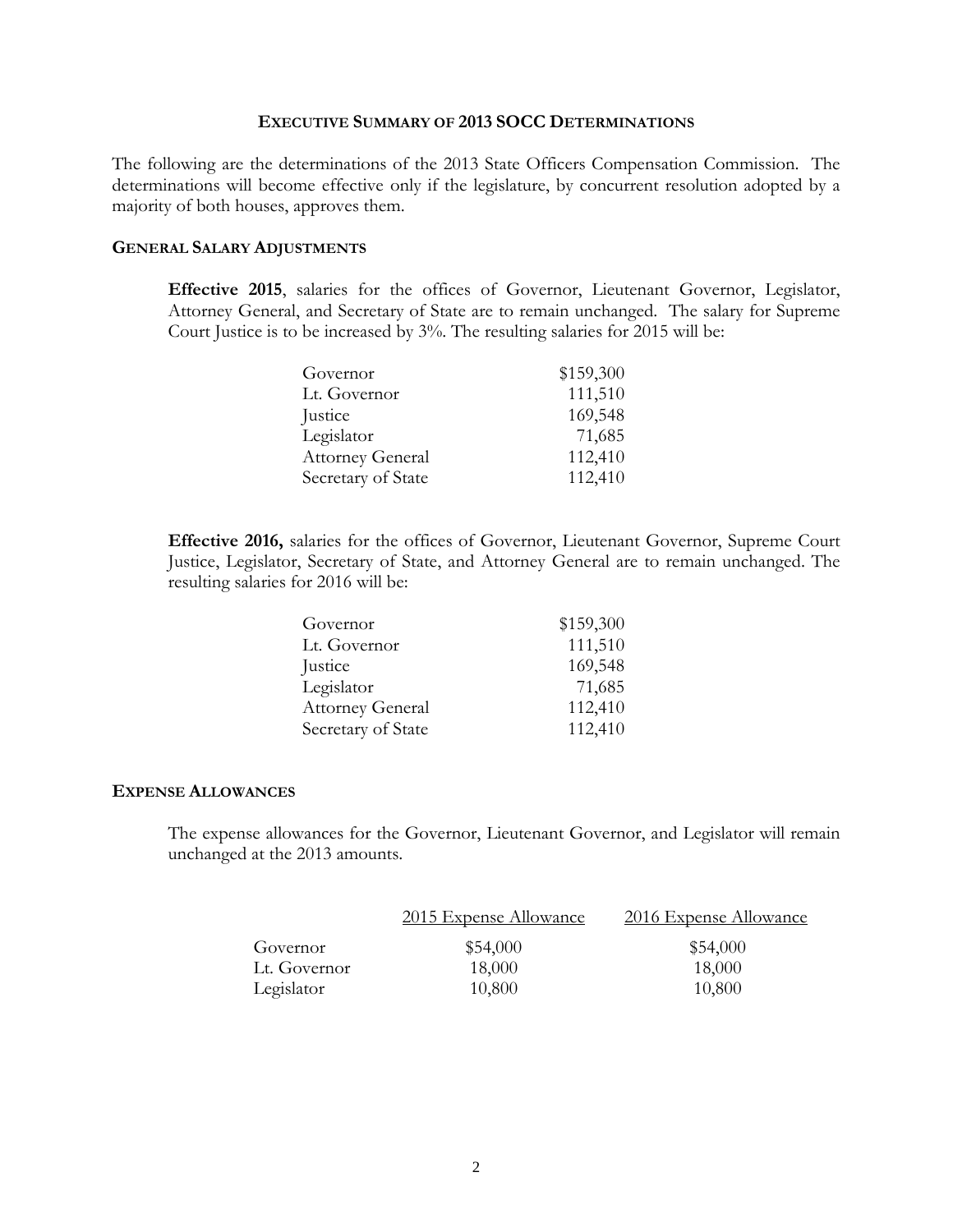## EXECUTIVE SUMMARY OF 2013 SOCC DETERMINATIONS

The following are the determinations of the 2013 State Officers Compensation Commission. The determinations will become effective only if the legislature, by concurrent resolution adopted by a majority of both houses, approves them.

### GENERAL SALARY ADJUSTMENTS

**Effective 2015**, salaries for the offices of Governor, Lieutenant Governor, Legislator, Attorney General, and Secretary of State are to remain unchanged. The salary for Supreme Court Justice is to be increased by 3%. The resulting salaries for 2015 will be:

| | |
|---|---|
| Governor | $159,300 |
| Lt. Governor | 111,510 |
| Justice | 169,548 |
| Legislator | 71,685 |
| Attorney General | 112,410 |
| Secretary of State | 112,410 |

**Effective 2016,** salaries for the offices of Governor, Lieutenant Governor, Supreme Court Justice, Legislator, Secretary of State, and Attorney General are to remain unchanged. The resulting salaries for 2016 will be:

| | |
|---|---|
| Governor | $159,300 |
| Lt. Governor | 111,510 |
| Justice | 169,548 |
| Legislator | 71,685 |
| Attorney General | 112,410 |
| Secretary of State | 112,410 |

### EXPENSE ALLOWANCES

The expense allowances for the Governor, Lieutenant Governor, and Legislator will remain unchanged at the 2013 amounts.

| | 2015 Expense Allowance | 2016 Expense Allowance |
|---|---|---|
| Governor | $54,000 | $54,000 |
| Lt. Governor | 18,000 | 18,000 |
| Legislator | 10,800 | 10,800 |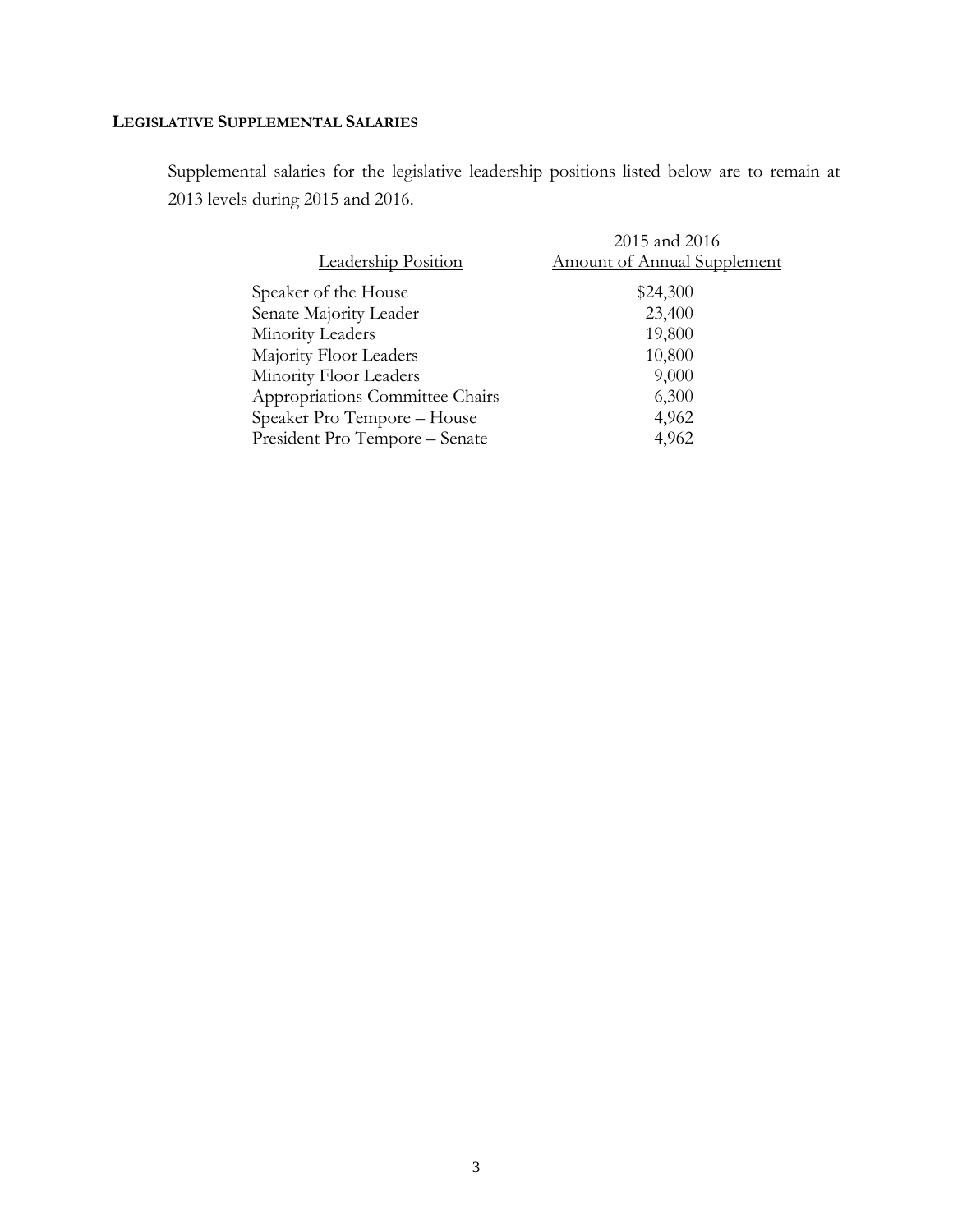### LEGISLATIVE SUPPLEMENTAL SALARIES

Supplemental salaries for the legislative leadership positions listed below are to remain at 2013 levels during 2015 and 2016.

| Leadership Position | 2015 and 2016 Amount of Annual Supplement |
|---|---|
| Speaker of the House | $24,300 |
| Senate Majority Leader | 23,400 |
| Minority Leaders | 19,800 |
| Majority Floor Leaders | 10,800 |
| Minority Floor Leaders | 9,000 |
| Appropriations Committee Chairs | 6,300 |
| Speaker Pro Tempore – House | 4,962 |
| President Pro Tempore – Senate | 4,962 |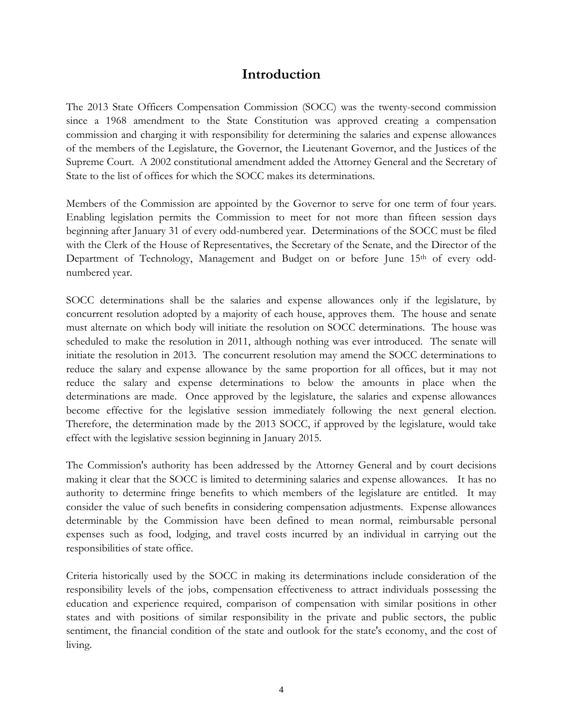# Introduction

The 2013 State Officers Compensation Commission (SOCC) was the twenty-second commission since a 1968 amendment to the State Constitution was approved creating a compensation commission and charging it with responsibility for determining the salaries and expense allowances of the members of the Legislature, the Governor, the Lieutenant Governor, and the Justices of the Supreme Court. A 2002 constitutional amendment added the Attorney General and the Secretary of State to the list of offices for which the SOCC makes its determinations.

Members of the Commission are appointed by the Governor to serve for one term of four years. Enabling legislation permits the Commission to meet for not more than fifteen session days beginning after January 31 of every odd-numbered year. Determinations of the SOCC must be filed with the Clerk of the House of Representatives, the Secretary of the Senate, and the Director of the Department of Technology, Management and Budget on or before June 15th of every odd-numbered year.

SOCC determinations shall be the salaries and expense allowances only if the legislature, by concurrent resolution adopted by a majority of each house, approves them. The house and senate must alternate on which body will initiate the resolution on SOCC determinations. The house was scheduled to make the resolution in 2011, although nothing was ever introduced. The senate will initiate the resolution in 2013. The concurrent resolution may amend the SOCC determinations to reduce the salary and expense allowance by the same proportion for all offices, but it may not reduce the salary and expense determinations to below the amounts in place when the determinations are made. Once approved by the legislature, the salaries and expense allowances become effective for the legislative session immediately following the next general election. Therefore, the determination made by the 2013 SOCC, if approved by the legislature, would take effect with the legislative session beginning in January 2015.

The Commission's authority has been addressed by the Attorney General and by court decisions making it clear that the SOCC is limited to determining salaries and expense allowances. It has no authority to determine fringe benefits to which members of the legislature are entitled. It may consider the value of such benefits in considering compensation adjustments. Expense allowances determinable by the Commission have been defined to mean normal, reimbursable personal expenses such as food, lodging, and travel costs incurred by an individual in carrying out the responsibilities of state office.

Criteria historically used by the SOCC in making its determinations include consideration of the responsibility levels of the jobs, compensation effectiveness to attract individuals possessing the education and experience required, comparison of compensation with similar positions in other states and with positions of similar responsibility in the private and public sectors, the public sentiment, the financial condition of the state and outlook for the state's economy, and the cost of living.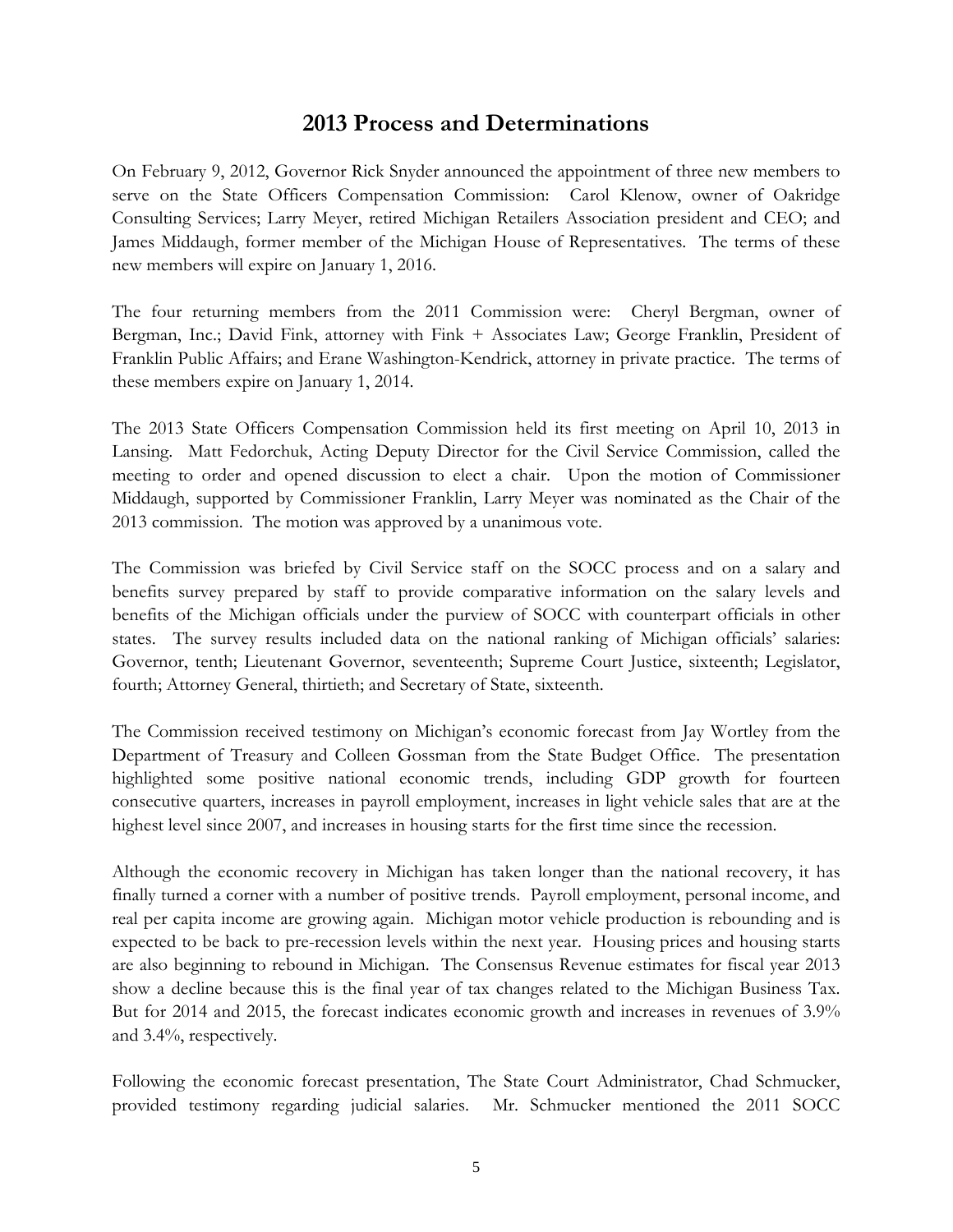## 2013 Process and Determinations

On February 9, 2012, Governor Rick Snyder announced the appointment of three new members to serve on the State Officers Compensation Commission: Carol Klenow, owner of Oakridge Consulting Services; Larry Meyer, retired Michigan Retailers Association president and CEO; and James Middaugh, former member of the Michigan House of Representatives. The terms of these new members will expire on January 1, 2016.

The four returning members from the 2011 Commission were: Cheryl Bergman, owner of Bergman, Inc.; David Fink, attorney with Fink + Associates Law; George Franklin, President of Franklin Public Affairs; and Erane Washington-Kendrick, attorney in private practice. The terms of these members expire on January 1, 2014.

The 2013 State Officers Compensation Commission held its first meeting on April 10, 2013 in Lansing. Matt Fedorchuk, Acting Deputy Director for the Civil Service Commission, called the meeting to order and opened discussion to elect a chair. Upon the motion of Commissioner Middaugh, supported by Commissioner Franklin, Larry Meyer was nominated as the Chair of the 2013 commission. The motion was approved by a unanimous vote.

The Commission was briefed by Civil Service staff on the SOCC process and on a salary and benefits survey prepared by staff to provide comparative information on the salary levels and benefits of the Michigan officials under the purview of SOCC with counterpart officials in other states. The survey results included data on the national ranking of Michigan officials' salaries: Governor, tenth; Lieutenant Governor, seventeenth; Supreme Court Justice, sixteenth; Legislator, fourth; Attorney General, thirtieth; and Secretary of State, sixteenth.

The Commission received testimony on Michigan's economic forecast from Jay Wortley from the Department of Treasury and Colleen Gossman from the State Budget Office. The presentation highlighted some positive national economic trends, including GDP growth for fourteen consecutive quarters, increases in payroll employment, increases in light vehicle sales that are at the highest level since 2007, and increases in housing starts for the first time since the recession.

Although the economic recovery in Michigan has taken longer than the national recovery, it has finally turned a corner with a number of positive trends. Payroll employment, personal income, and real per capita income are growing again. Michigan motor vehicle production is rebounding and is expected to be back to pre-recession levels within the next year. Housing prices and housing starts are also beginning to rebound in Michigan. The Consensus Revenue estimates for fiscal year 2013 show a decline because this is the final year of tax changes related to the Michigan Business Tax. But for 2014 and 2015, the forecast indicates economic growth and increases in revenues of 3.9% and 3.4%, respectively.

Following the economic forecast presentation, The State Court Administrator, Chad Schmucker, provided testimony regarding judicial salaries. Mr. Schmucker mentioned the 2011 SOCC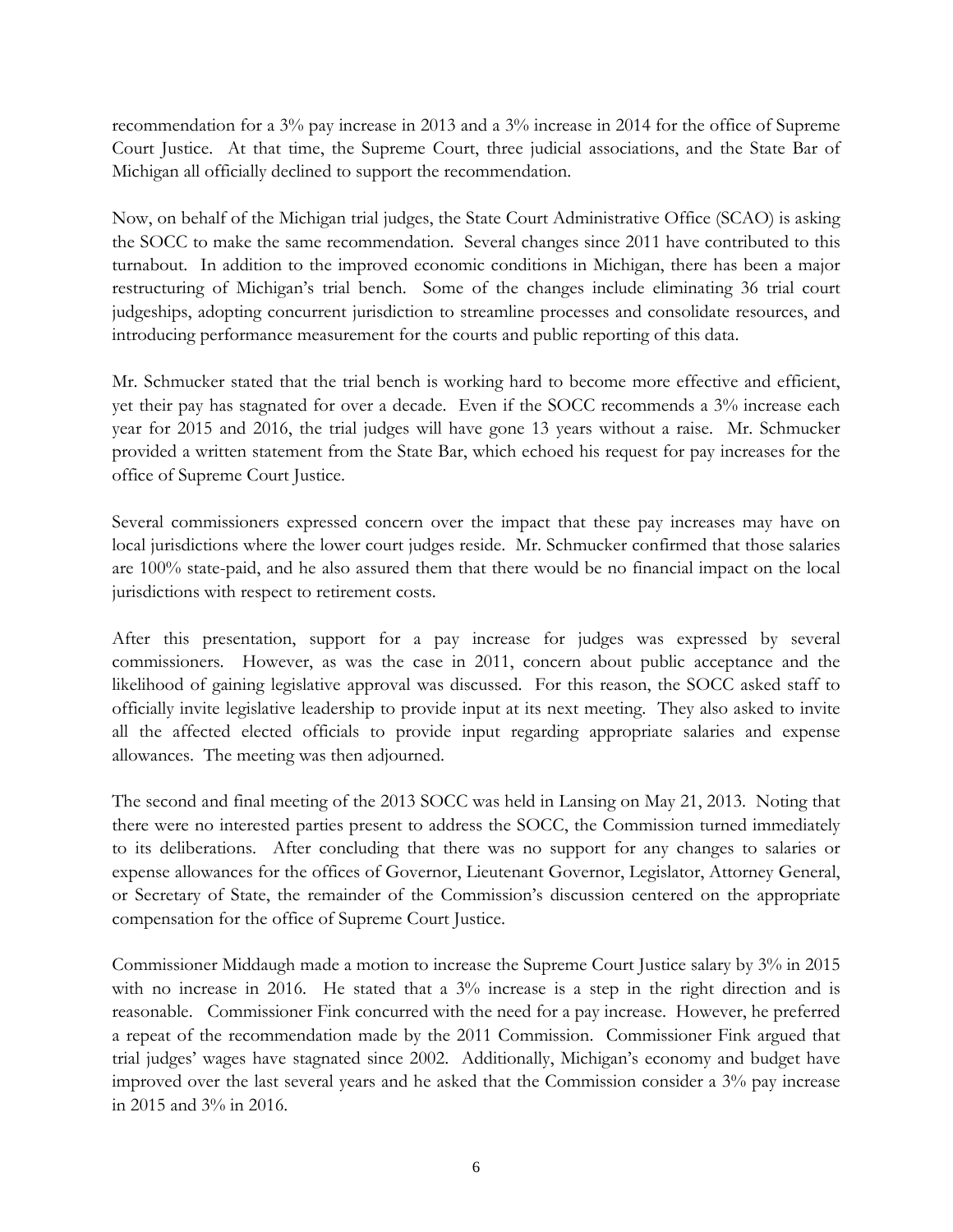recommendation for a 3% pay increase in 2013 and a 3% increase in 2014 for the office of Supreme Court Justice. At that time, the Supreme Court, three judicial associations, and the State Bar of Michigan all officially declined to support the recommendation.

Now, on behalf of the Michigan trial judges, the State Court Administrative Office (SCAO) is asking the SOCC to make the same recommendation. Several changes since 2011 have contributed to this turnabout. In addition to the improved economic conditions in Michigan, there has been a major restructuring of Michigan's trial bench. Some of the changes include eliminating 36 trial court judgeships, adopting concurrent jurisdiction to streamline processes and consolidate resources, and introducing performance measurement for the courts and public reporting of this data.

Mr. Schmucker stated that the trial bench is working hard to become more effective and efficient, yet their pay has stagnated for over a decade. Even if the SOCC recommends a 3% increase each year for 2015 and 2016, the trial judges will have gone 13 years without a raise. Mr. Schmucker provided a written statement from the State Bar, which echoed his request for pay increases for the office of Supreme Court Justice.

Several commissioners expressed concern over the impact that these pay increases may have on local jurisdictions where the lower court judges reside. Mr. Schmucker confirmed that those salaries are 100% state-paid, and he also assured them that there would be no financial impact on the local jurisdictions with respect to retirement costs.

After this presentation, support for a pay increase for judges was expressed by several commissioners. However, as was the case in 2011, concern about public acceptance and the likelihood of gaining legislative approval was discussed. For this reason, the SOCC asked staff to officially invite legislative leadership to provide input at its next meeting. They also asked to invite all the affected elected officials to provide input regarding appropriate salaries and expense allowances. The meeting was then adjourned.

The second and final meeting of the 2013 SOCC was held in Lansing on May 21, 2013. Noting that there were no interested parties present to address the SOCC, the Commission turned immediately to its deliberations. After concluding that there was no support for any changes to salaries or expense allowances for the offices of Governor, Lieutenant Governor, Legislator, Attorney General, or Secretary of State, the remainder of the Commission's discussion centered on the appropriate compensation for the office of Supreme Court Justice.

Commissioner Middaugh made a motion to increase the Supreme Court Justice salary by 3% in 2015 with no increase in 2016. He stated that a 3% increase is a step in the right direction and is reasonable. Commissioner Fink concurred with the need for a pay increase. However, he preferred a repeat of the recommendation made by the 2011 Commission. Commissioner Fink argued that trial judges' wages have stagnated since 2002. Additionally, Michigan's economy and budget have improved over the last several years and he asked that the Commission consider a 3% pay increase in 2015 and 3% in 2016.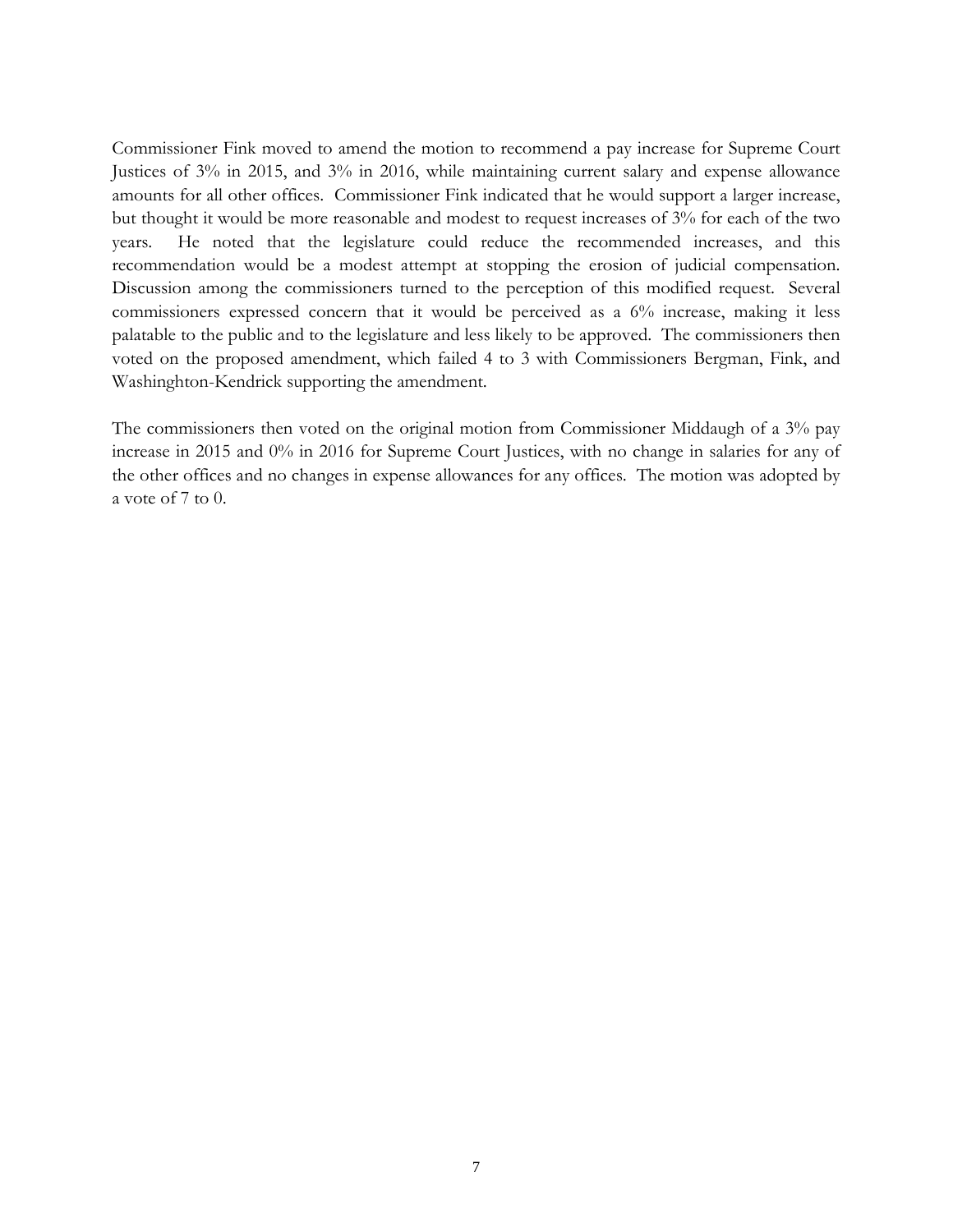Commissioner Fink moved to amend the motion to recommend a pay increase for Supreme Court Justices of 3% in 2015, and 3% in 2016, while maintaining current salary and expense allowance amounts for all other offices. Commissioner Fink indicated that he would support a larger increase, but thought it would be more reasonable and modest to request increases of 3% for each of the two years. He noted that the legislature could reduce the recommended increases, and this recommendation would be a modest attempt at stopping the erosion of judicial compensation. Discussion among the commissioners turned to the perception of this modified request. Several commissioners expressed concern that it would be perceived as a 6% increase, making it less palatable to the public and to the legislature and less likely to be approved. The commissioners then voted on the proposed amendment, which failed 4 to 3 with Commissioners Bergman, Fink, and Washinghton-Kendrick supporting the amendment.

The commissioners then voted on the original motion from Commissioner Middaugh of a 3% pay increase in 2015 and 0% in 2016 for Supreme Court Justices, with no change in salaries for any of the other offices and no changes in expense allowances for any offices. The motion was adopted by a vote of 7 to 0.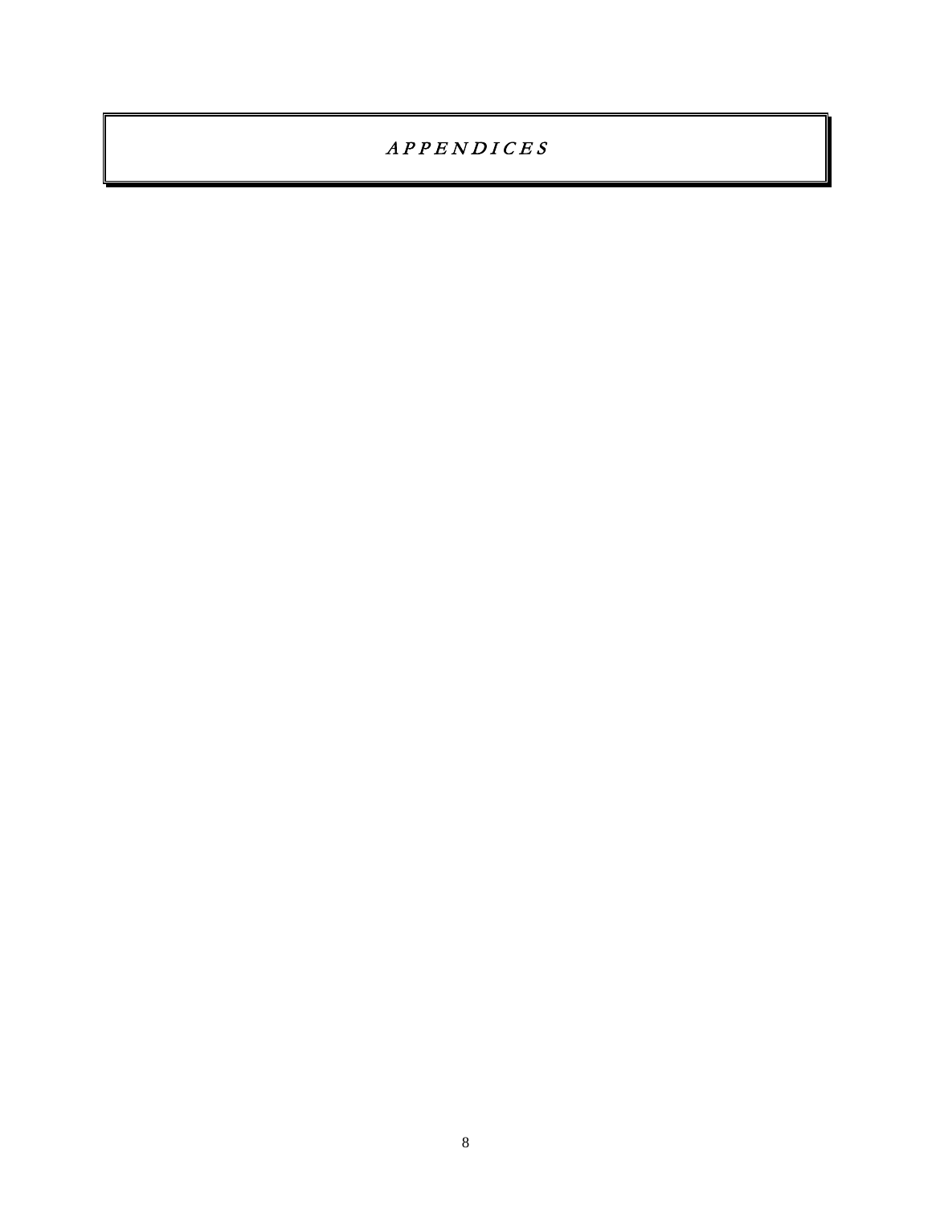# *A P P E N D I C E S*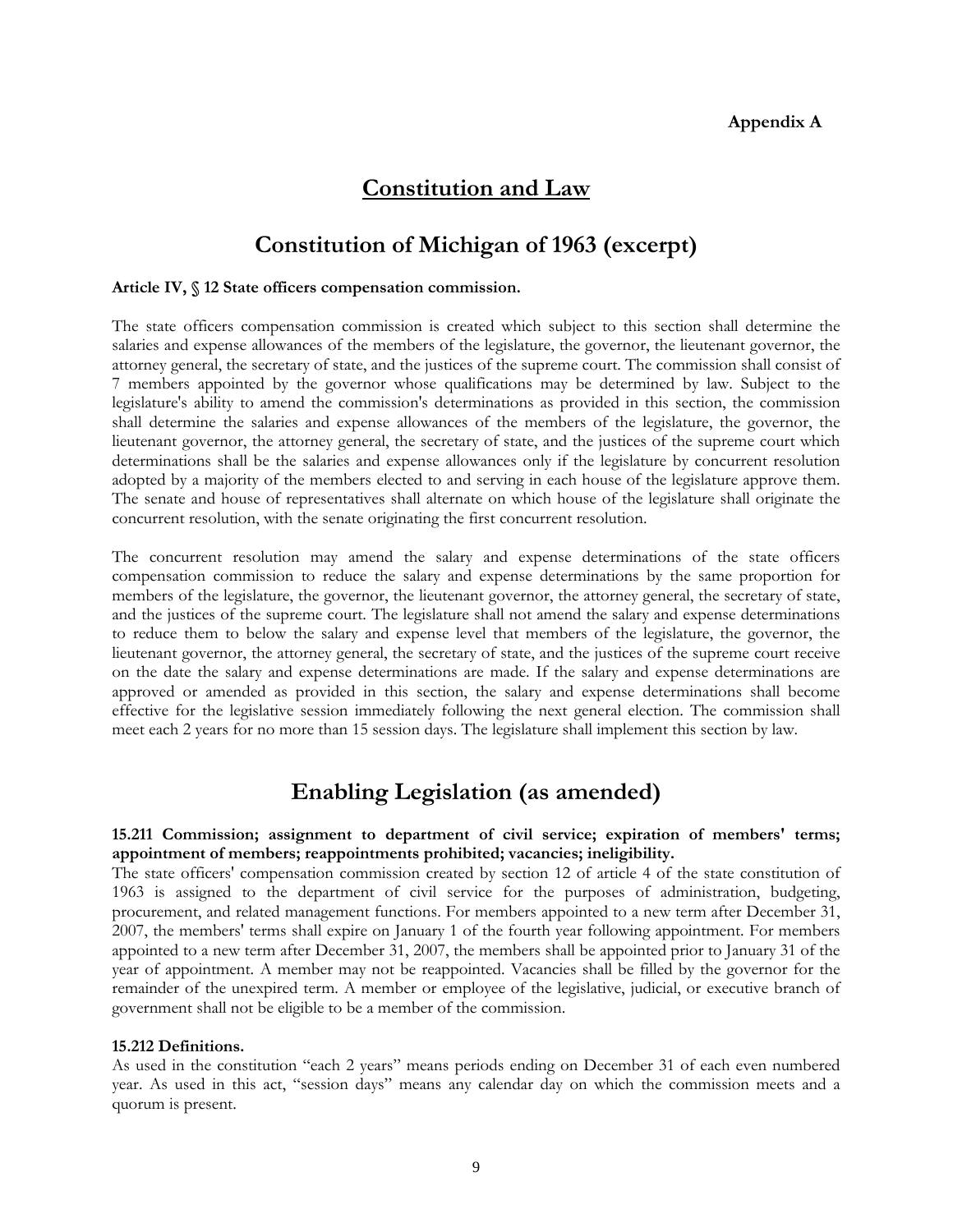**Appendix A**

# Constitution and Law

## Constitution of Michigan of 1963 (excerpt)

**Article IV, § 12 State officers compensation commission.**

The state officers compensation commission is created which subject to this section shall determine the salaries and expense allowances of the members of the legislature, the governor, the lieutenant governor, the attorney general, the secretary of state, and the justices of the supreme court. The commission shall consist of 7 members appointed by the governor whose qualifications may be determined by law. Subject to the legislature's ability to amend the commission's determinations as provided in this section, the commission shall determine the salaries and expense allowances of the members of the legislature, the governor, the lieutenant governor, the attorney general, the secretary of state, and the justices of the supreme court which determinations shall be the salaries and expense allowances only if the legislature by concurrent resolution adopted by a majority of the members elected to and serving in each house of the legislature approve them. The senate and house of representatives shall alternate on which house of the legislature shall originate the concurrent resolution, with the senate originating the first concurrent resolution.

The concurrent resolution may amend the salary and expense determinations of the state officers compensation commission to reduce the salary and expense determinations by the same proportion for members of the legislature, the governor, the lieutenant governor, the attorney general, the secretary of state, and the justices of the supreme court. The legislature shall not amend the salary and expense determinations to reduce them to below the salary and expense level that members of the legislature, the governor, the lieutenant governor, the attorney general, the secretary of state, and the justices of the supreme court receive on the date the salary and expense determinations are made. If the salary and expense determinations are approved or amended as provided in this section, the salary and expense determinations shall become effective for the legislative session immediately following the next general election. The commission shall meet each 2 years for no more than 15 session days. The legislature shall implement this section by law.

## Enabling Legislation (as amended)

**15.211 Commission; assignment to department of civil service; expiration of members' terms; appointment of members; reappointments prohibited; vacancies; ineligibility.**
The state officers' compensation commission created by section 12 of article 4 of the state constitution of 1963 is assigned to the department of civil service for the purposes of administration, budgeting, procurement, and related management functions. For members appointed to a new term after December 31, 2007, the members' terms shall expire on January 1 of the fourth year following appointment. For members appointed to a new term after December 31, 2007, the members shall be appointed prior to January 31 of the year of appointment. A member may not be reappointed. Vacancies shall be filled by the governor for the remainder of the unexpired term. A member or employee of the legislative, judicial, or executive branch of government shall not be eligible to be a member of the commission.

**15.212 Definitions.**
As used in the constitution "each 2 years" means periods ending on December 31 of each even numbered year. As used in this act, "session days" means any calendar day on which the commission meets and a quorum is present.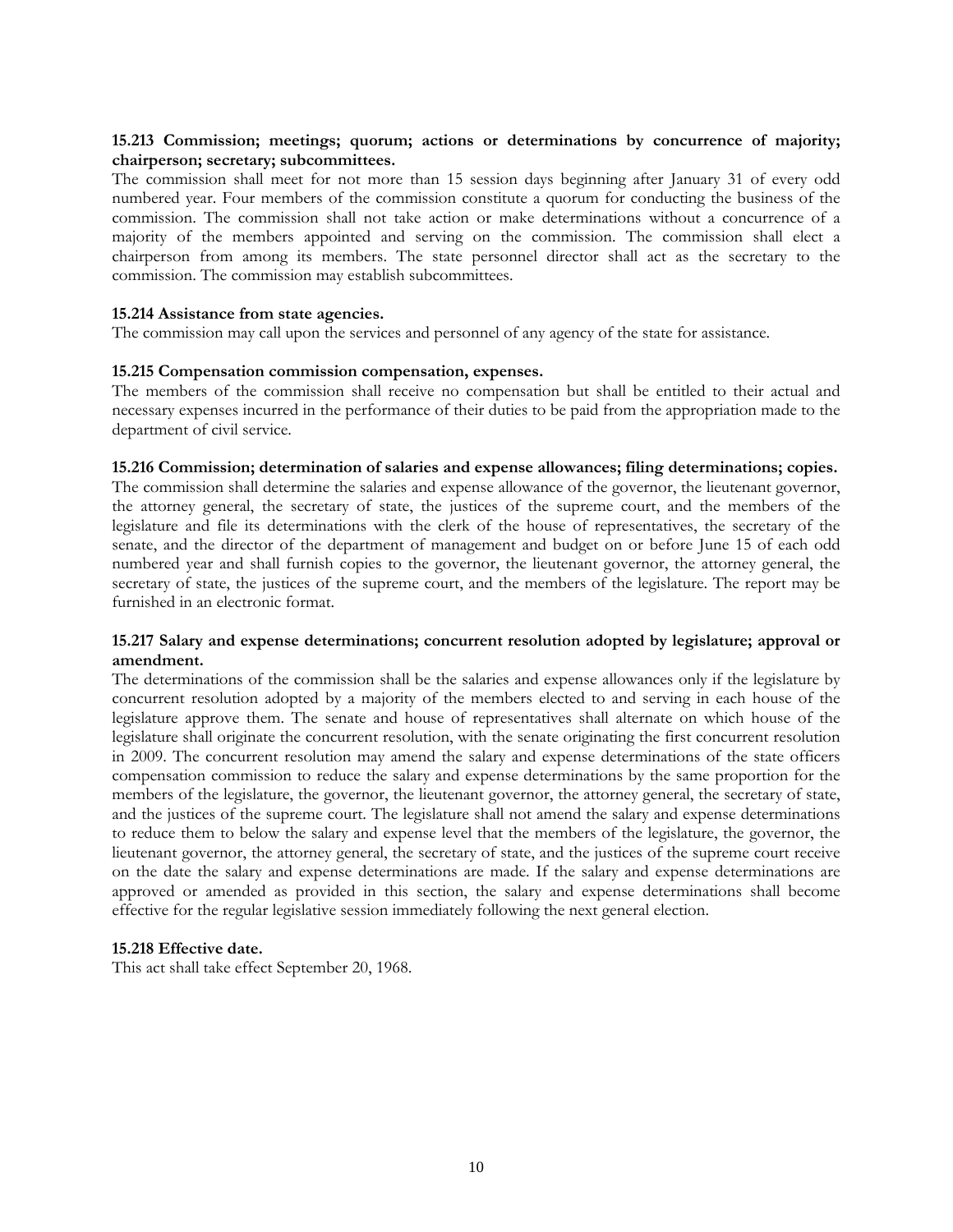**15.213 Commission; meetings; quorum; actions or determinations by concurrence of majority; chairperson; secretary; subcommittees.**

The commission shall meet for not more than 15 session days beginning after January 31 of every odd numbered year. Four members of the commission constitute a quorum for conducting the business of the commission. The commission shall not take action or make determinations without a concurrence of a majority of the members appointed and serving on the commission. The commission shall elect a chairperson from among its members. The state personnel director shall act as the secretary to the commission. The commission may establish subcommittees.

**15.214 Assistance from state agencies.**

The commission may call upon the services and personnel of any agency of the state for assistance.

**15.215 Compensation commission compensation, expenses.**

The members of the commission shall receive no compensation but shall be entitled to their actual and necessary expenses incurred in the performance of their duties to be paid from the appropriation made to the department of civil service.

**15.216 Commission; determination of salaries and expense allowances; filing determinations; copies.**

The commission shall determine the salaries and expense allowance of the governor, the lieutenant governor, the attorney general, the secretary of state, the justices of the supreme court, and the members of the legislature and file its determinations with the clerk of the house of representatives, the secretary of the senate, and the director of the department of management and budget on or before June 15 of each odd numbered year and shall furnish copies to the governor, the lieutenant governor, the attorney general, the secretary of state, the justices of the supreme court, and the members of the legislature. The report may be furnished in an electronic format.

**15.217 Salary and expense determinations; concurrent resolution adopted by legislature; approval or amendment.**

The determinations of the commission shall be the salaries and expense allowances only if the legislature by concurrent resolution adopted by a majority of the members elected to and serving in each house of the legislature approve them. The senate and house of representatives shall alternate on which house of the legislature shall originate the concurrent resolution, with the senate originating the first concurrent resolution in 2009. The concurrent resolution may amend the salary and expense determinations of the state officers compensation commission to reduce the salary and expense determinations by the same proportion for the members of the legislature, the governor, the lieutenant governor, the attorney general, the secretary of state, and the justices of the supreme court. The legislature shall not amend the salary and expense determinations to reduce them to below the salary and expense level that the members of the legislature, the governor, the lieutenant governor, the attorney general, the secretary of state, and the justices of the supreme court receive on the date the salary and expense determinations are made. If the salary and expense determinations are approved or amended as provided in this section, the salary and expense determinations shall become effective for the regular legislative session immediately following the next general election.

**15.218 Effective date.**

This act shall take effect September 20, 1968.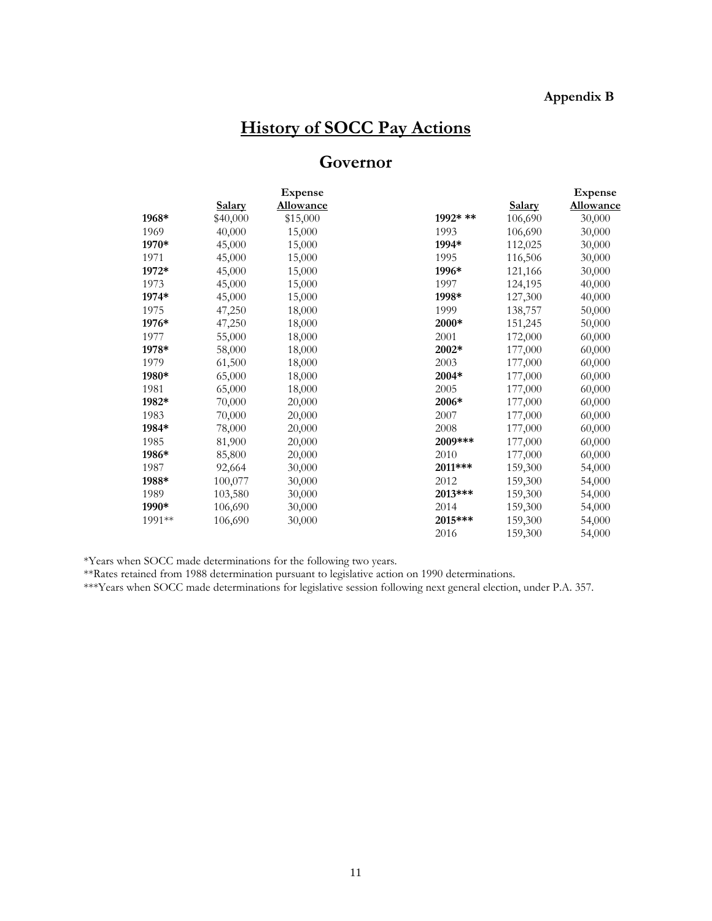**Appendix B**

# History of SOCC Pay Actions

## Governor

| | Salary | Expense Allowance | | Salary | Expense Allowance |
|---|---|---|---|---|---|
| **1968*** | $40,000 | $15,000 | **1992* **** | 106,690 | 30,000 |
| 1969 | 40,000 | 15,000 | 1993 | 106,690 | 30,000 |
| **1970*** | 45,000 | 15,000 | **1994*** | 112,025 | 30,000 |
| 1971 | 45,000 | 15,000 | 1995 | 116,506 | 30,000 |
| **1972*** | 45,000 | 15,000 | **1996*** | 121,166 | 30,000 |
| 1973 | 45,000 | 15,000 | 1997 | 124,195 | 40,000 |
| **1974*** | 45,000 | 15,000 | **1998*** | 127,300 | 40,000 |
| 1975 | 47,250 | 18,000 | 1999 | 138,757 | 50,000 |
| **1976*** | 47,250 | 18,000 | **2000*** | 151,245 | 50,000 |
| 1977 | 55,000 | 18,000 | 2001 | 172,000 | 60,000 |
| **1978*** | 58,000 | 18,000 | **2002*** | 177,000 | 60,000 |
| 1979 | 61,500 | 18,000 | 2003 | 177,000 | 60,000 |
| **1980*** | 65,000 | 18,000 | **2004*** | 177,000 | 60,000 |
| 1981 | 65,000 | 18,000 | 2005 | 177,000 | 60,000 |
| **1982*** | 70,000 | 20,000 | **2006*** | 177,000 | 60,000 |
| 1983 | 70,000 | 20,000 | 2007 | 177,000 | 60,000 |
| **1984*** | 78,000 | 20,000 | 2008 | 177,000 | 60,000 |
| 1985 | 81,900 | 20,000 | **2009***** | 177,000 | 60,000 |
| **1986*** | 85,800 | 20,000 | 2010 | 177,000 | 60,000 |
| 1987 | 92,664 | 30,000 | **2011***** | 159,300 | 54,000 |
| **1988*** | 100,077 | 30,000 | 2012 | 159,300 | 54,000 |
| 1989 | 103,580 | 30,000 | **2013***** | 159,300 | 54,000 |
| **1990*** | 106,690 | 30,000 | 2014 | 159,300 | 54,000 |
| 1991** | 106,690 | 30,000 | **2015***** | 159,300 | 54,000 |
| | | | 2016 | 159,300 | 54,000 |

*Years when SOCC made determinations for the following two years.
**Rates retained from 1988 determination pursuant to legislative action on 1990 determinations.
***Years when SOCC made determinations for legislative session following next general election, under P.A. 357.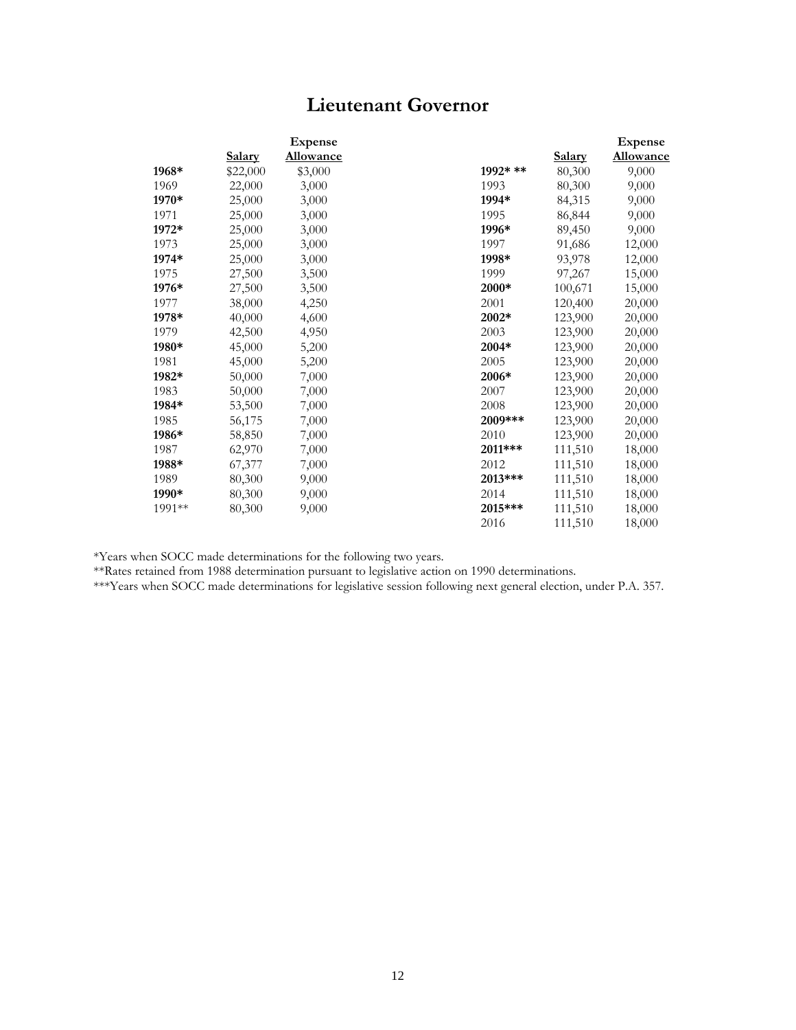# Lieutenant Governor

| | Salary | Expense Allowance | | Salary | Expense Allowance |
|---|---|---|---|---|---|
| **1968*** | $22,000 | $3,000 | **1992* **** | 80,300 | 9,000 |
| 1969 | 22,000 | 3,000 | 1993 | 80,300 | 9,000 |
| **1970*** | 25,000 | 3,000 | **1994*** | 84,315 | 9,000 |
| 1971 | 25,000 | 3,000 | 1995 | 86,844 | 9,000 |
| **1972*** | 25,000 | 3,000 | **1996*** | 89,450 | 9,000 |
| 1973 | 25,000 | 3,000 | 1997 | 91,686 | 12,000 |
| **1974*** | 25,000 | 3,000 | **1998*** | 93,978 | 12,000 |
| 1975 | 27,500 | 3,500 | 1999 | 97,267 | 15,000 |
| **1976*** | 27,500 | 3,500 | **2000*** | 100,671 | 15,000 |
| 1977 | 38,000 | 4,250 | 2001 | 120,400 | 20,000 |
| **1978*** | 40,000 | 4,600 | **2002*** | 123,900 | 20,000 |
| 1979 | 42,500 | 4,950 | 2003 | 123,900 | 20,000 |
| **1980*** | 45,000 | 5,200 | **2004*** | 123,900 | 20,000 |
| 1981 | 45,000 | 5,200 | 2005 | 123,900 | 20,000 |
| **1982*** | 50,000 | 7,000 | **2006*** | 123,900 | 20,000 |
| 1983 | 50,000 | 7,000 | 2007 | 123,900 | 20,000 |
| **1984*** | 53,500 | 7,000 | 2008 | 123,900 | 20,000 |
| 1985 | 56,175 | 7,000 | **2009***** | 123,900 | 20,000 |
| **1986*** | 58,850 | 7,000 | 2010 | 123,900 | 20,000 |
| 1987 | 62,970 | 7,000 | **2011***** | 111,510 | 18,000 |
| **1988*** | 67,377 | 7,000 | 2012 | 111,510 | 18,000 |
| 1989 | 80,300 | 9,000 | **2013***** | 111,510 | 18,000 |
| **1990*** | 80,300 | 9,000 | 2014 | 111,510 | 18,000 |
| 1991** | 80,300 | 9,000 | **2015***** | 111,510 | 18,000 |
| | | | 2016 | 111,510 | 18,000 |

*Years when SOCC made determinations for the following two years.

**Rates retained from 1988 determination pursuant to legislative action on 1990 determinations.

***Years when SOCC made determinations for legislative session following next general election, under P.A. 357.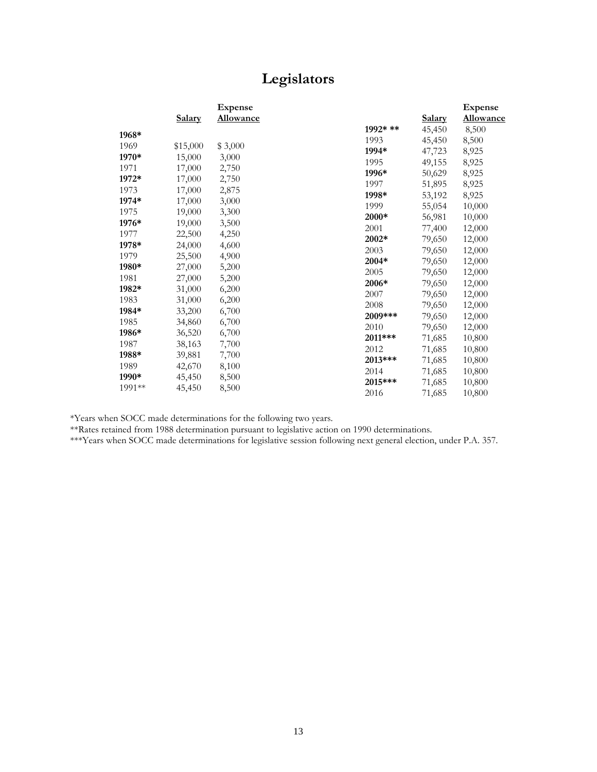# Legislators

| | Salary | Expense Allowance |
|---|---|---|
| **1968*** | | |
| 1969 | $15,000 | $ 3,000 |
| **1970*** | 15,000 | 3,000 |
| 1971 | 17,000 | 2,750 |
| **1972*** | 17,000 | 2,750 |
| 1973 | 17,000 | 2,875 |
| **1974*** | 17,000 | 3,000 |
| 1975 | 19,000 | 3,300 |
| **1976*** | 19,000 | 3,500 |
| 1977 | 22,500 | 4,250 |
| **1978*** | 24,000 | 4,600 |
| 1979 | 25,500 | 4,900 |
| **1980*** | 27,000 | 5,200 |
| 1981 | 27,000 | 5,200 |
| **1982*** | 31,000 | 6,200 |
| 1983 | 31,000 | 6,200 |
| **1984*** | 33,200 | 6,700 |
| 1985 | 34,860 | 6,700 |
| **1986*** | 36,520 | 6,700 |
| 1987 | 38,163 | 7,700 |
| **1988*** | 39,881 | 7,700 |
| 1989 | 42,670 | 8,100 |
| **1990*** | 45,450 | 8,500 |
| 1991** | 45,450 | 8,500 |
| **1992* **** | 45,450 | 8,500 |
| 1993 | 45,450 | 8,500 |
| **1994*** | 47,723 | 8,925 |
| 1995 | 49,155 | 8,925 |
| **1996*** | 50,629 | 8,925 |
| 1997 | 51,895 | 8,925 |
| **1998*** | 53,192 | 8,925 |
| 1999 | 55,054 | 10,000 |
| **2000*** | 56,981 | 10,000 |
| 2001 | 77,400 | 12,000 |
| **2002*** | 79,650 | 12,000 |
| 2003 | 79,650 | 12,000 |
| **2004*** | 79,650 | 12,000 |
| 2005 | 79,650 | 12,000 |
| **2006*** | 79,650 | 12,000 |
| 2007 | 79,650 | 12,000 |
| 2008 | 79,650 | 12,000 |
| **2009***** | 79,650 | 12,000 |
| 2010 | 79,650 | 12,000 |
| **2011***** | 71,685 | 10,800 |
| 2012 | 71,685 | 10,800 |
| **2013***** | 71,685 | 10,800 |
| 2014 | 71,685 | 10,800 |
| **2015***** | 71,685 | 10,800 |
| 2016 | 71,685 | 10,800 |

*Years when SOCC made determinations for the following two years.

**Rates retained from 1988 determination pursuant to legislative action on 1990 determinations.

***Years when SOCC made determinations for legislative session following next general election, under P.A. 357.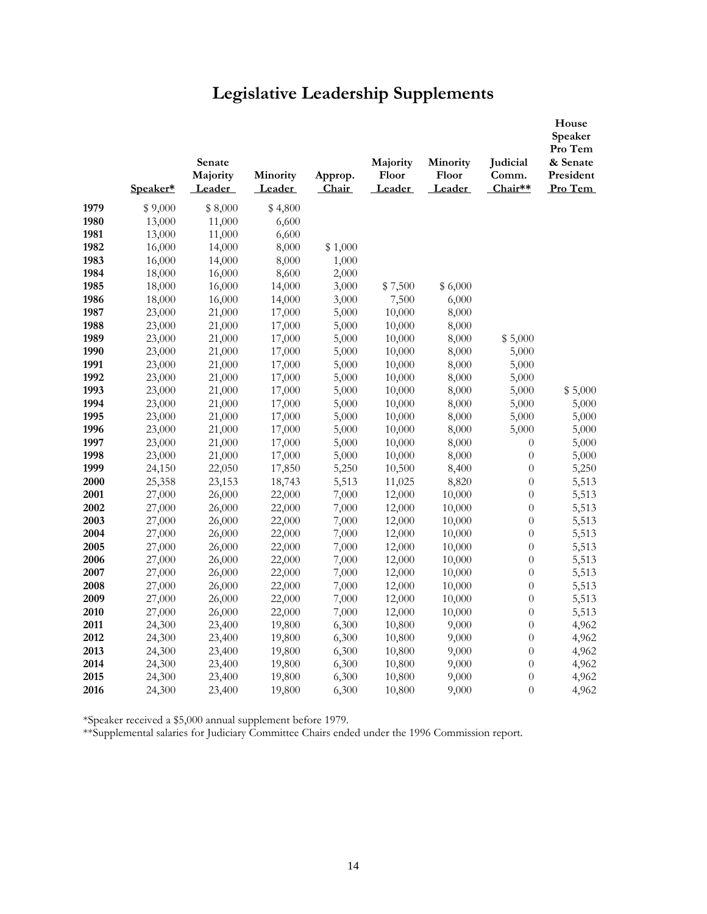# Legislative Leadership Supplements

| | Speaker* | Senate Majority Leader | Minority Leader | Approp. Chair | Majority Floor Leader | Minority Floor Leader | Judicial Comm. Chair** | House Speaker Pro Tem & Senate President Pro Tem |
|---|---|---|---|---|---|---|---|---|
| **1979** | $ 9,000 | $ 8,000 | $ 4,800 | | | | | |
| **1980** | 13,000 | 11,000 | 6,600 | | | | | |
| **1981** | 13,000 | 11,000 | 6,600 | | | | | |
| **1982** | 16,000 | 14,000 | 8,000 | $ 1,000 | | | | |
| **1983** | 16,000 | 14,000 | 8,000 | 1,000 | | | | |
| **1984** | 18,000 | 16,000 | 8,600 | 2,000 | | | | |
| **1985** | 18,000 | 16,000 | 14,000 | 3,000 | $ 7,500 | $ 6,000 | | |
| **1986** | 18,000 | 16,000 | 14,000 | 3,000 | 7,500 | 6,000 | | |
| **1987** | 23,000 | 21,000 | 17,000 | 5,000 | 10,000 | 8,000 | | |
| **1988** | 23,000 | 21,000 | 17,000 | 5,000 | 10,000 | 8,000 | | |
| **1989** | 23,000 | 21,000 | 17,000 | 5,000 | 10,000 | 8,000 | $ 5,000 | |
| **1990** | 23,000 | 21,000 | 17,000 | 5,000 | 10,000 | 8,000 | 5,000 | |
| **1991** | 23,000 | 21,000 | 17,000 | 5,000 | 10,000 | 8,000 | 5,000 | |
| **1992** | 23,000 | 21,000 | 17,000 | 5,000 | 10,000 | 8,000 | 5,000 | |
| **1993** | 23,000 | 21,000 | 17,000 | 5,000 | 10,000 | 8,000 | 5,000 | $ 5,000 |
| **1994** | 23,000 | 21,000 | 17,000 | 5,000 | 10,000 | 8,000 | 5,000 | 5,000 |
| **1995** | 23,000 | 21,000 | 17,000 | 5,000 | 10,000 | 8,000 | 5,000 | 5,000 |
| **1996** | 23,000 | 21,000 | 17,000 | 5,000 | 10,000 | 8,000 | 5,000 | 5,000 |
| **1997** | 23,000 | 21,000 | 17,000 | 5,000 | 10,000 | 8,000 | 0 | 5,000 |
| **1998** | 23,000 | 21,000 | 17,000 | 5,000 | 10,000 | 8,000 | 0 | 5,000 |
| **1999** | 24,150 | 22,050 | 17,850 | 5,250 | 10,500 | 8,400 | 0 | 5,250 |
| **2000** | 25,358 | 23,153 | 18,743 | 5,513 | 11,025 | 8,820 | 0 | 5,513 |
| **2001** | 27,000 | 26,000 | 22,000 | 7,000 | 12,000 | 10,000 | 0 | 5,513 |
| **2002** | 27,000 | 26,000 | 22,000 | 7,000 | 12,000 | 10,000 | 0 | 5,513 |
| **2003** | 27,000 | 26,000 | 22,000 | 7,000 | 12,000 | 10,000 | 0 | 5,513 |
| **2004** | 27,000 | 26,000 | 22,000 | 7,000 | 12,000 | 10,000 | 0 | 5,513 |
| **2005** | 27,000 | 26,000 | 22,000 | 7,000 | 12,000 | 10,000 | 0 | 5,513 |
| **2006** | 27,000 | 26,000 | 22,000 | 7,000 | 12,000 | 10,000 | 0 | 5,513 |
| **2007** | 27,000 | 26,000 | 22,000 | 7,000 | 12,000 | 10,000 | 0 | 5,513 |
| **2008** | 27,000 | 26,000 | 22,000 | 7,000 | 12,000 | 10,000 | 0 | 5,513 |
| **2009** | 27,000 | 26,000 | 22,000 | 7,000 | 12,000 | 10,000 | 0 | 5,513 |
| **2010** | 27,000 | 26,000 | 22,000 | 7,000 | 12,000 | 10,000 | 0 | 5,513 |
| **2011** | 24,300 | 23,400 | 19,800 | 6,300 | 10,800 | 9,000 | 0 | 4,962 |
| **2012** | 24,300 | 23,400 | 19,800 | 6,300 | 10,800 | 9,000 | 0 | 4,962 |
| **2013** | 24,300 | 23,400 | 19,800 | 6,300 | 10,800 | 9,000 | 0 | 4,962 |
| **2014** | 24,300 | 23,400 | 19,800 | 6,300 | 10,800 | 9,000 | 0 | 4,962 |
| **2015** | 24,300 | 23,400 | 19,800 | 6,300 | 10,800 | 9,000 | 0 | 4,962 |
| **2016** | 24,300 | 23,400 | 19,800 | 6,300 | 10,800 | 9,000 | 0 | 4,962 |

*Speaker received a $5,000 annual supplement before 1979.

**Supplemental salaries for Judiciary Committee Chairs ended under the 1996 Commission report.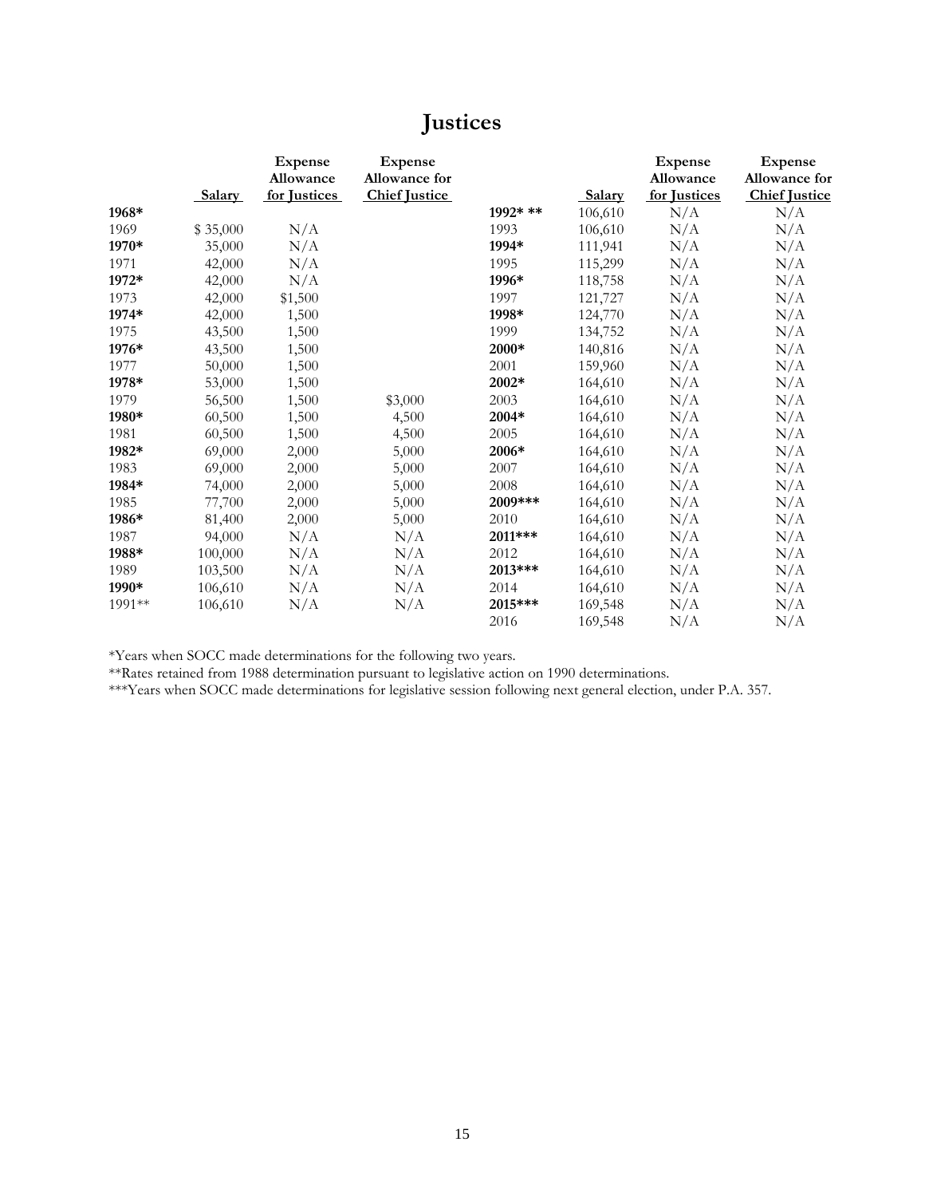# Justices

| | Salary | Expense Allowance for Justices | Expense Allowance for Chief Justice | | Salary | Expense Allowance for Justices | Expense Allowance for Chief Justice |
|---|---|---|---|---|---|---|---|
| **1968*** | | | | **1992* **** | 106,610 | N/A | N/A |
| 1969 | $ 35,000 | N/A | | 1993 | 106,610 | N/A | N/A |
| **1970*** | 35,000 | N/A | | **1994*** | 111,941 | N/A | N/A |
| 1971 | 42,000 | N/A | | 1995 | 115,299 | N/A | N/A |
| **1972*** | 42,000 | N/A | | **1996*** | 118,758 | N/A | N/A |
| 1973 | 42,000 | $1,500 | | 1997 | 121,727 | N/A | N/A |
| **1974*** | 42,000 | 1,500 | | **1998*** | 124,770 | N/A | N/A |
| 1975 | 43,500 | 1,500 | | 1999 | 134,752 | N/A | N/A |
| **1976*** | 43,500 | 1,500 | | **2000*** | 140,816 | N/A | N/A |
| 1977 | 50,000 | 1,500 | | 2001 | 159,960 | N/A | N/A |
| **1978*** | 53,000 | 1,500 | | **2002*** | 164,610 | N/A | N/A |
| 1979 | 56,500 | 1,500 | $3,000 | 2003 | 164,610 | N/A | N/A |
| **1980*** | 60,500 | 1,500 | 4,500 | **2004*** | 164,610 | N/A | N/A |
| 1981 | 60,500 | 1,500 | 4,500 | 2005 | 164,610 | N/A | N/A |
| **1982*** | 69,000 | 2,000 | 5,000 | **2006*** | 164,610 | N/A | N/A |
| 1983 | 69,000 | 2,000 | 5,000 | 2007 | 164,610 | N/A | N/A |
| **1984*** | 74,000 | 2,000 | 5,000 | 2008 | 164,610 | N/A | N/A |
| 1985 | 77,700 | 2,000 | 5,000 | **2009***** | 164,610 | N/A | N/A |
| **1986*** | 81,400 | 2,000 | 5,000 | 2010 | 164,610 | N/A | N/A |
| 1987 | 94,000 | N/A | N/A | **2011***** | 164,610 | N/A | N/A |
| **1988*** | 100,000 | N/A | N/A | 2012 | 164,610 | N/A | N/A |
| 1989 | 103,500 | N/A | N/A | **2013***** | 164,610 | N/A | N/A |
| **1990*** | 106,610 | N/A | N/A | 2014 | 164,610 | N/A | N/A |
| 1991** | 106,610 | N/A | N/A | **2015***** | 169,548 | N/A | N/A |
| | | | | 2016 | 169,548 | N/A | N/A |

*Years when SOCC made determinations for the following two years.

**Rates retained from 1988 determination pursuant to legislative action on 1990 determinations.

***Years when SOCC made determinations for legislative session following next general election, under P.A. 357.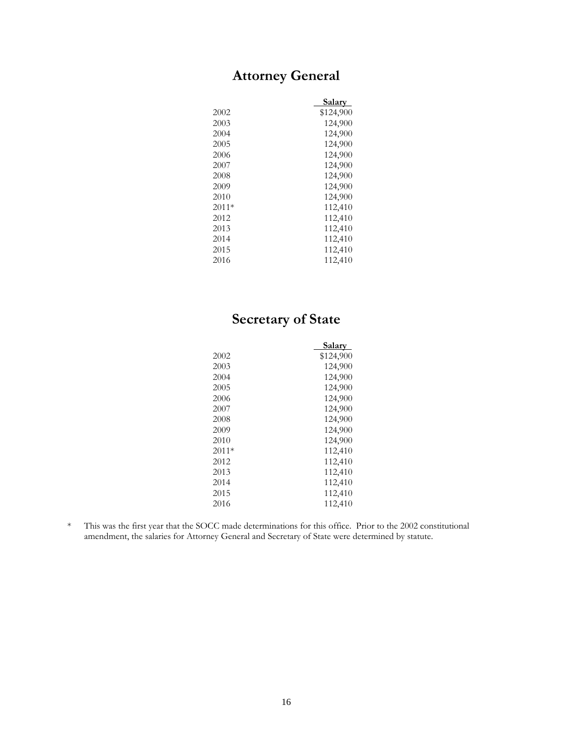## Attorney General

| | Salary |
|---|---|
| 2002 | $124,900 |
| 2003 | 124,900 |
| 2004 | 124,900 |
| 2005 | 124,900 |
| 2006 | 124,900 |
| 2007 | 124,900 |
| 2008 | 124,900 |
| 2009 | 124,900 |
| 2010 | 124,900 |
| 2011* | 112,410 |
| 2012 | 112,410 |
| 2013 | 112,410 |
| 2014 | 112,410 |
| 2015 | 112,410 |
| 2016 | 112,410 |

## Secretary of State

| | Salary |
|---|---|
| 2002 | $124,900 |
| 2003 | 124,900 |
| 2004 | 124,900 |
| 2005 | 124,900 |
| 2006 | 124,900 |
| 2007 | 124,900 |
| 2008 | 124,900 |
| 2009 | 124,900 |
| 2010 | 124,900 |
| 2011* | 112,410 |
| 2012 | 112,410 |
| 2013 | 112,410 |
| 2014 | 112,410 |
| 2015 | 112,410 |
| 2016 | 112,410 |

* This was the first year that the SOCC made determinations for this office. Prior to the 2002 constitutional amendment, the salaries for Attorney General and Secretary of State were determined by statute.